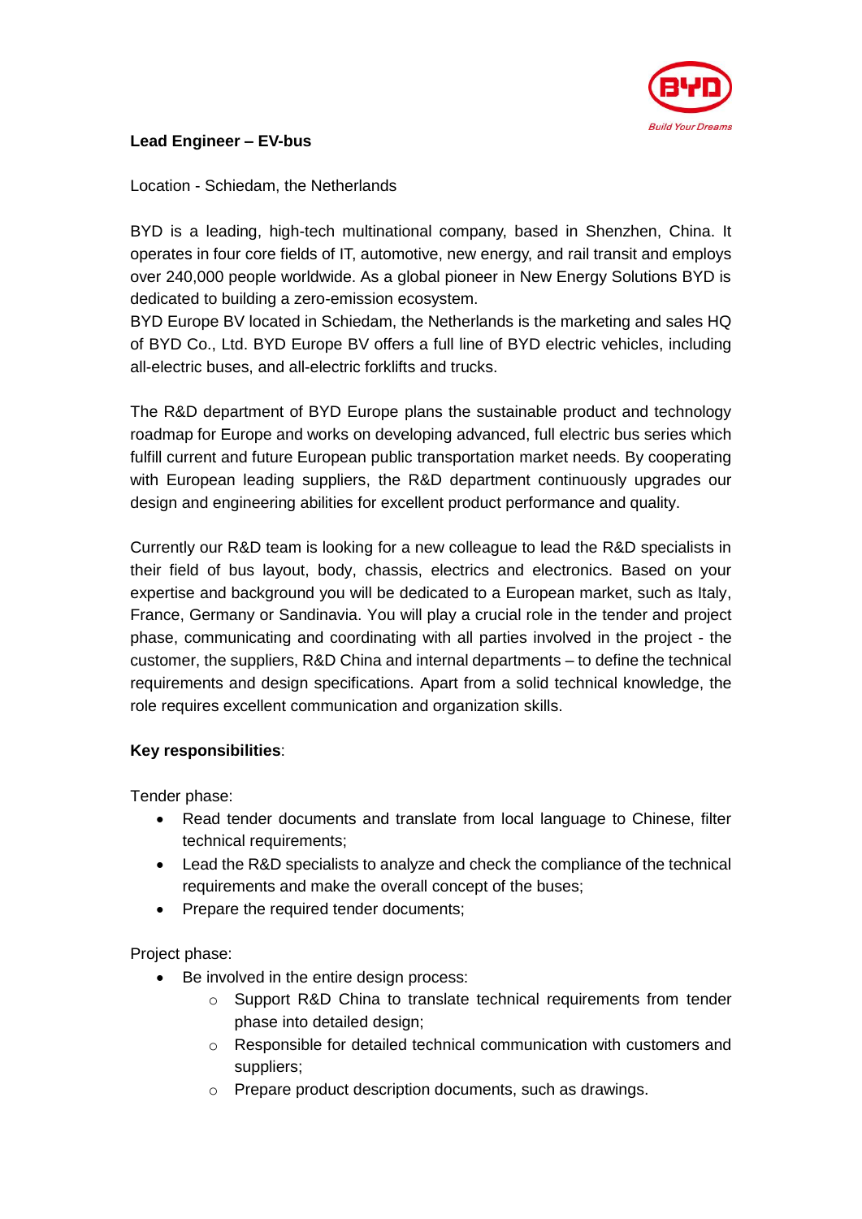**Lead Engineer – EV-bus**

Location - Schiedam, the Netherlands

BYD is a leading, high-tech multinational company, based in Shenzhen, China. It operates in four core fields of IT, automotive, new energy, and rail transit and employs over 240,000 people worldwide. As a global pioneer in New Energy Solutions BYD is dedicated to building a zero-emission ecosystem.
BYD Europe BV located in Schiedam, the Netherlands is the marketing and sales HQ of BYD Co., Ltd. BYD Europe BV offers a full line of BYD electric vehicles, including all-electric buses, and all-electric forklifts and trucks.

The R&D department of BYD Europe plans the sustainable product and technology roadmap for Europe and works on developing advanced, full electric bus series which fulfill current and future European public transportation market needs. By cooperating with European leading suppliers, the R&D department continuously upgrades our design and engineering abilities for excellent product performance and quality.

Currently our R&D team is looking for a new colleague to lead the R&D specialists in their field of bus layout, body, chassis, electrics and electronics. Based on your expertise and background you will be dedicated to a European market, such as Italy, France, Germany or Sandinavia. You will play a crucial role in the tender and project phase, communicating and coordinating with all parties involved in the project - the customer, the suppliers, R&D China and internal departments – to define the technical requirements and design specifications. Apart from a solid technical knowledge, the role requires excellent communication and organization skills.

**Key responsibilities**:

Tender phase:

- Read tender documents and translate from local language to Chinese, filter technical requirements;
- Lead the R&D specialists to analyze and check the compliance of the technical requirements and make the overall concept of the buses;
- Prepare the required tender documents;

Project phase:

- Be involved in the entire design process:
    - Support R&D China to translate technical requirements from tender phase into detailed design;
    - Responsible for detailed technical communication with customers and suppliers;
    - Prepare product description documents, such as drawings.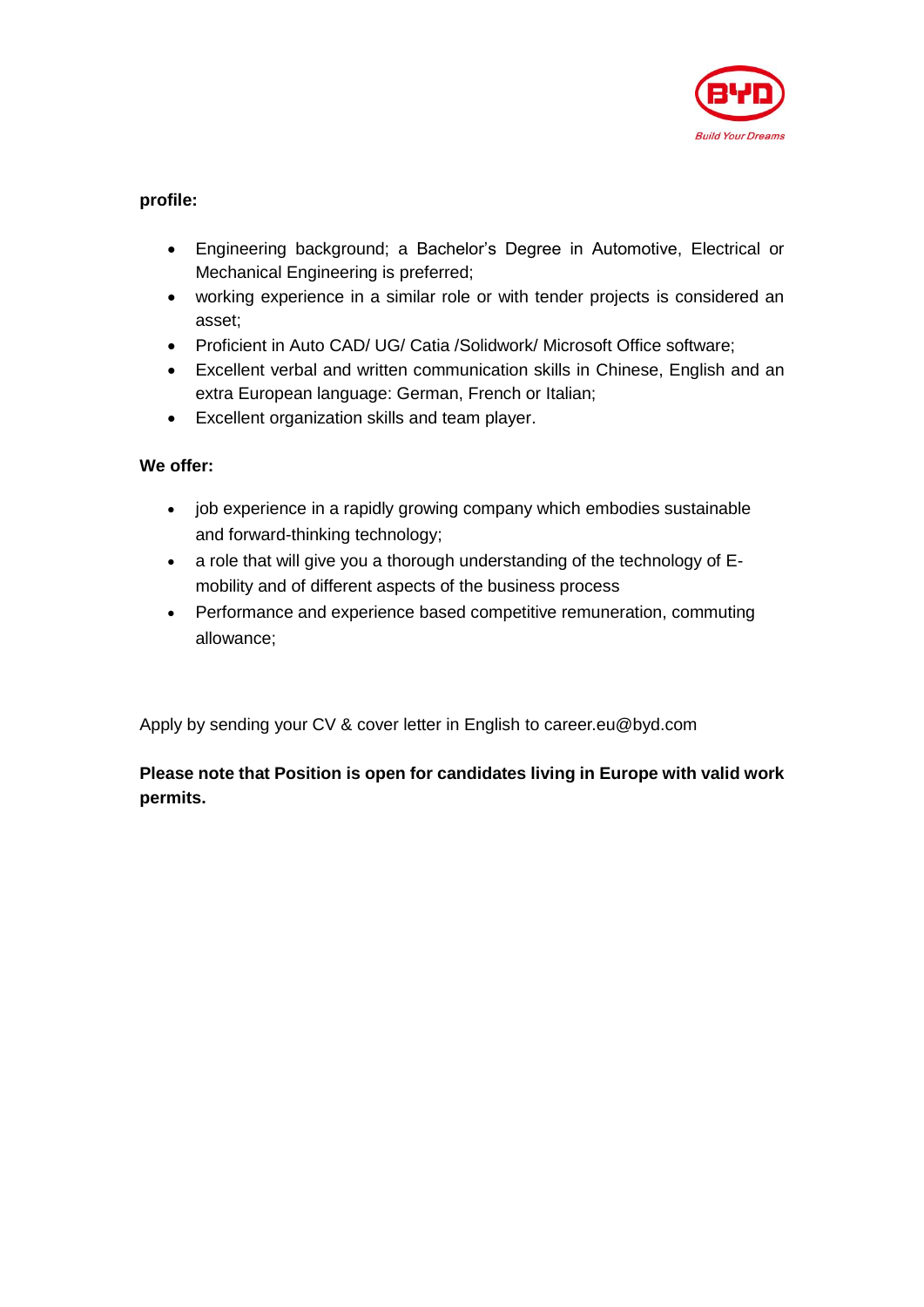**profile:**

- Engineering background; a Bachelor's Degree in Automotive, Electrical or Mechanical Engineering is preferred;
- working experience in a similar role or with tender projects is considered an asset;
- Proficient in Auto CAD/ UG/ Catia /Solidwork/ Microsoft Office software;
- Excellent verbal and written communication skills in Chinese, English and an extra European language: German, French or Italian;
- Excellent organization skills and team player.

**We offer:**

- job experience in a rapidly growing company which embodies sustainable and forward-thinking technology;
- a role that will give you a thorough understanding of the technology of E-mobility and of different aspects of the business process
- Performance and experience based competitive remuneration, commuting allowance;

Apply by sending your CV & cover letter in English to career.eu@byd.com

**Please note that Position is open for candidates living in Europe with valid work permits.**